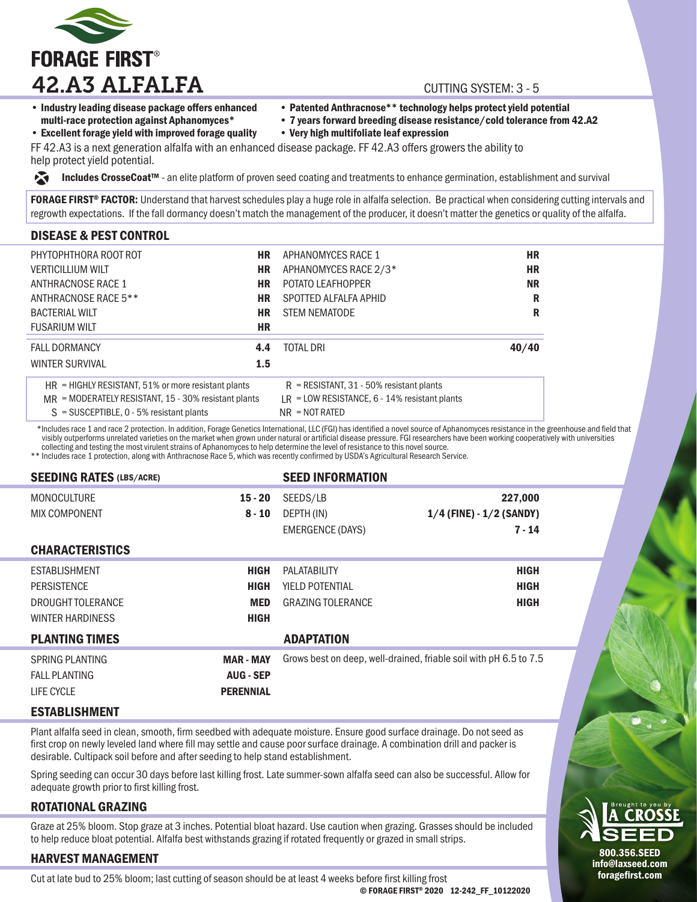# FORAGE FIRST®

# 42.A3 ALFALFA

CUTTING SYSTEM: 3 - 5

- **Industry leading disease package offers enhanced multi-race protection against Aphanomyces***
- **Excellent forage yield with improved forage quality**
- **Patented Anthracnose** technology helps protect yield potential**
- **7 years forward breeding disease resistance/cold tolerance from 42.A2**
- **Very high multifoliate leaf expression**

FF 42.A3 is a next generation alfalfa with an enhanced disease package. FF 42.A3 offers growers the ability to help protect yield potential.

**Includes CrosseCoat™** - an elite platform of proven seed coating and treatments to enhance germination, establishment and survival

**FORAGE FIRST® FACTOR:** Understand that harvest schedules play a huge role in alfalfa selection. Be practical when considering cutting intervals and regrowth expectations. If the fall dormancy doesn't match the management of the producer, it doesn't matter the genetics or quality of the alfalfa.

## DISEASE & PEST CONTROL

| | | | |
|---|---|---|---|
| PHYTOPHTHORA ROOT ROT | HR | APHANOMYCES RACE 1 | HR |
| VERTICILLIUM WILT | HR | APHANOMYCES RACE 2/3* | HR |
| ANTHRACNOSE RACE 1 | HR | POTATO LEAFHOPPER | NR |
| ANTHRACNOSE RACE 5** | HR | SPOTTED ALFALFA APHID | R |
| BACTERIAL WILT | HR | STEM NEMATODE | R |
| FUSARIUM WILT | HR | | |
| FALL DORMANCY | 4.4 | TOTAL DRI | 40/40 |
| WINTER SURVIVAL | 1.5 | | |

HR = HIGHLY RESISTANT, 51% or more resistant plants
R = RESISTANT, 31 - 50% resistant plants
MR = MODERATELY RESISTANT, 15 - 30% resistant plants
LR = LOW RESISTANCE, 6 - 14% resistant plants
S = SUSCEPTIBLE, 0 - 5% resistant plants
NR = NOT RATED

*Includes race 1 and race 2 protection. In addition, Forage Genetics International, LLC (FGI) has identified a novel source of Aphanomyces resistance in the greenhouse and field that visibly outperforms unrelated varieties on the market when grown under natural or artificial disease pressure. FGI researchers have been working cooperatively with universities collecting and testing the most virulent strains of Aphanomyces to help determine the level of resistance to this novel source.

** Includes race 1 protection, along with Anthracnose Race 5, which was recently confirmed by USDA's Agricultural Research Service.

## SEEDING RATES (LBS/ACRE)

| | |
|---|---|
| MONOCULTURE | 15 - 20 |
| MIX COMPONENT | 8 - 10 |

## SEED INFORMATION

| | |
|---|---|
| SEEDS/LB | 227,000 |
| DEPTH (IN) | 1/4 (FINE) - 1/2 (SANDY) |
| EMERGENCE (DAYS) | 7 - 14 |

## CHARACTERISTICS

| | | | |
|---|---|---|---|
| ESTABLISHMENT | HIGH | PALATABILITY | HIGH |
| PERSISTENCE | HIGH | YIELD POTENTIAL | HIGH |
| DROUGHT TOLERANCE | MED | GRAZING TOLERANCE | HIGH |
| WINTER HARDINESS | HIGH | | |

## PLANTING TIMES

| | |
|---|---|
| SPRING PLANTING | MAR - MAY |
| FALL PLANTING | AUG - SEP |
| LIFE CYCLE | PERENNIAL |

## ADAPTATION

Grows best on deep, well-drained, friable soil with pH 6.5 to 7.5

## ESTABLISHMENT

Plant alfalfa seed in clean, smooth, firm seedbed with adequate moisture. Ensure good surface drainage. Do not seed as first crop on newly leveled land where fill may settle and cause poor surface drainage. A combination drill and packer is desirable. Cultipack soil before and after seeding to help stand establishment.

Spring seeding can occur 30 days before last killing frost. Late summer-sown alfalfa seed can also be successful. Allow for adequate growth prior to first killing frost.

## ROTATIONAL GRAZING

Graze at 25% bloom. Stop graze at 3 inches. Potential bloat hazard. Use caution when grazing. Grasses should be included to help reduce bloat potential. Alfalfa best withstands grazing if rotated frequently or grazed in small strips.

## HARVEST MANAGEMENT

Cut at late bud to 25% bloom; last cutting of season should be at least 4 weeks before first killing frost

Brought to you by LA CROSSE SEED
800.356.SEED
info@laxseed.com
foragefirst.com

© FORAGE FIRST® 2020 12-242_FF_10122020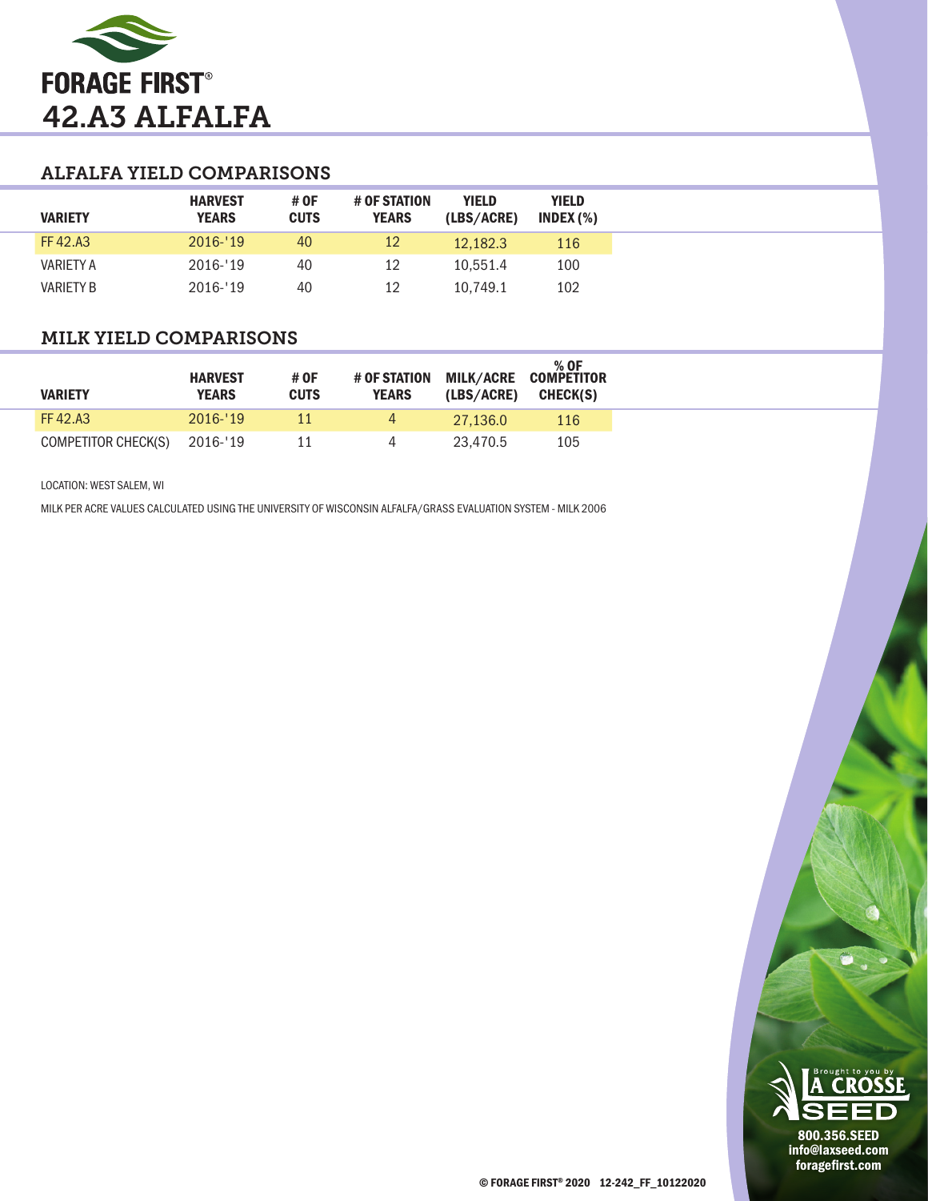# FORAGE FIRST®

# 42.A3 ALFALFA

## ALFALFA YIELD COMPARISONS

| VARIETY | HARVEST YEARS | # OF CUTS | # OF STATION YEARS | YIELD (LBS/ACRE) | YIELD INDEX (%) |
|---|---|---|---|---|---|
| FF 42.A3 | 2016-'19 | 40 | 12 | 12,182.3 | 116 |
| VARIETY A | 2016-'19 | 40 | 12 | 10,551.4 | 100 |
| VARIETY B | 2016-'19 | 40 | 12 | 10,749.1 | 102 |

## MILK YIELD COMPARISONS

| VARIETY | HARVEST YEARS | # OF CUTS | # OF STATION YEARS | MILK/ACRE (LBS/ACRE) | % OF COMPETITOR CHECK(S) |
|---|---|---|---|---|---|
| FF 42.A3 | 2016-'19 | 11 | 4 | 27,136.0 | 116 |
| COMPETITOR CHECK(S) | 2016-'19 | 11 | 4 | 23,470.5 | 105 |

LOCATION: WEST SALEM, WI

MILK PER ACRE VALUES CALCULATED USING THE UNIVERSITY OF WISCONSIN ALFALFA/GRASS EVALUATION SYSTEM - MILK 2006

Brought to you by LA CROSSE SEED

800.356.SEED
info@laxseed.com
foragefirst.com

© FORAGE FIRST® 2020 12-242_FF_10122020